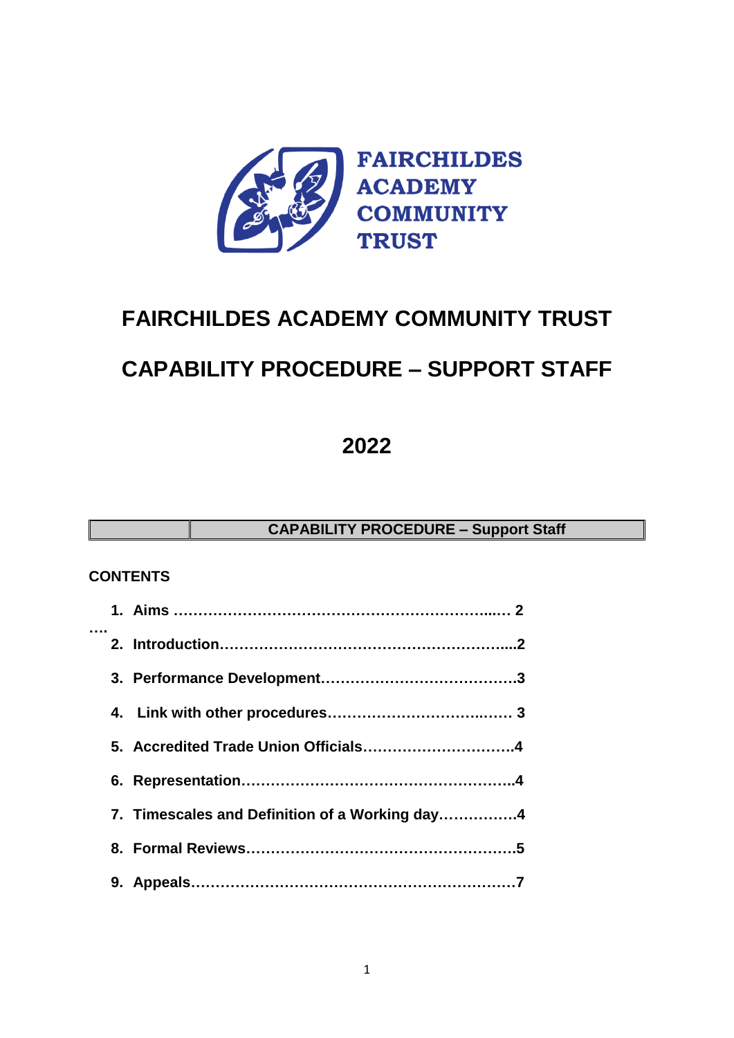FAIRCHILDES ACADEMY COMMUNITY TRUST

# FAIRCHILDES ACADEMY COMMUNITY TRUST

# CAPABILITY PROCEDURE – SUPPORT STAFF

# 2022

| | CAPABILITY PROCEDURE – Support Staff |
|---|---|

**CONTENTS**

1. **Aims ……………………………………………………….… 2**
2. **Introduction…………………………………………………...2**
3. **Performance Development………………………………….3**
4. **Link with other procedures…………………………..…… 3**
5. **Accredited Trade Union Officials…………………………..4**
6. **Representation………………………………………………..4**
7. **Timescales and Definition of a Working day…………….4**
8. **Formal Reviews……………………………………………….5**
9. **Appeals…………………………………………………………7**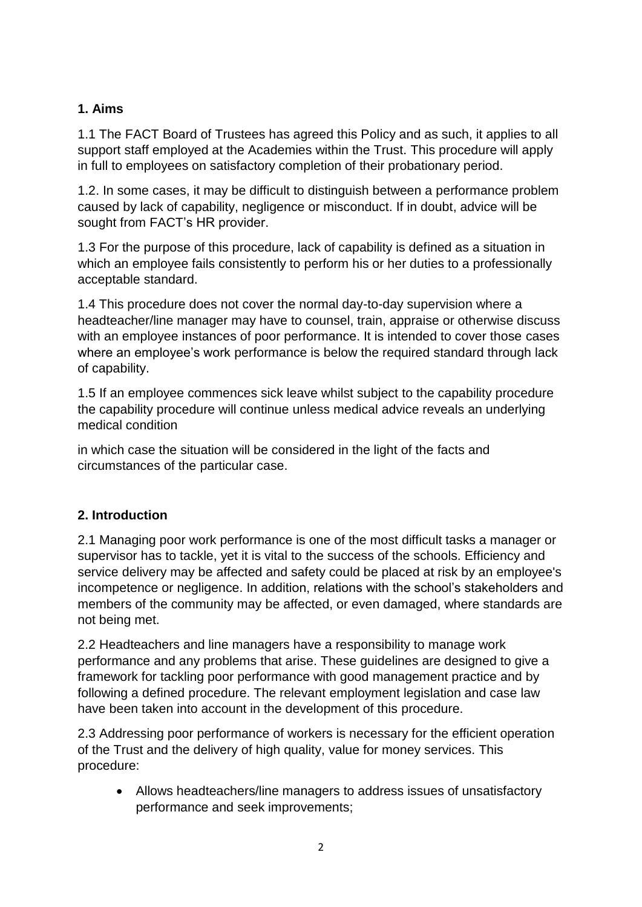## 1. Aims

1.1 The FACT Board of Trustees has agreed this Policy and as such, it applies to all support staff employed at the Academies within the Trust. This procedure will apply in full to employees on satisfactory completion of their probationary period.

1.2. In some cases, it may be difficult to distinguish between a performance problem caused by lack of capability, negligence or misconduct. If in doubt, advice will be sought from FACT's HR provider.

1.3 For the purpose of this procedure, lack of capability is defined as a situation in which an employee fails consistently to perform his or her duties to a professionally acceptable standard.

1.4 This procedure does not cover the normal day-to-day supervision where a headteacher/line manager may have to counsel, train, appraise or otherwise discuss with an employee instances of poor performance. It is intended to cover those cases where an employee's work performance is below the required standard through lack of capability.

1.5 If an employee commences sick leave whilst subject to the capability procedure the capability procedure will continue unless medical advice reveals an underlying medical condition

in which case the situation will be considered in the light of the facts and circumstances of the particular case.

## 2. Introduction

2.1 Managing poor work performance is one of the most difficult tasks a manager or supervisor has to tackle, yet it is vital to the success of the schools. Efficiency and service delivery may be affected and safety could be placed at risk by an employee's incompetence or negligence. In addition, relations with the school's stakeholders and members of the community may be affected, or even damaged, where standards are not being met.

2.2 Headteachers and line managers have a responsibility to manage work performance and any problems that arise. These guidelines are designed to give a framework for tackling poor performance with good management practice and by following a defined procedure. The relevant employment legislation and case law have been taken into account in the development of this procedure.

2.3 Addressing poor performance of workers is necessary for the efficient operation of the Trust and the delivery of high quality, value for money services. This procedure:

- Allows headteachers/line managers to address issues of unsatisfactory performance and seek improvements;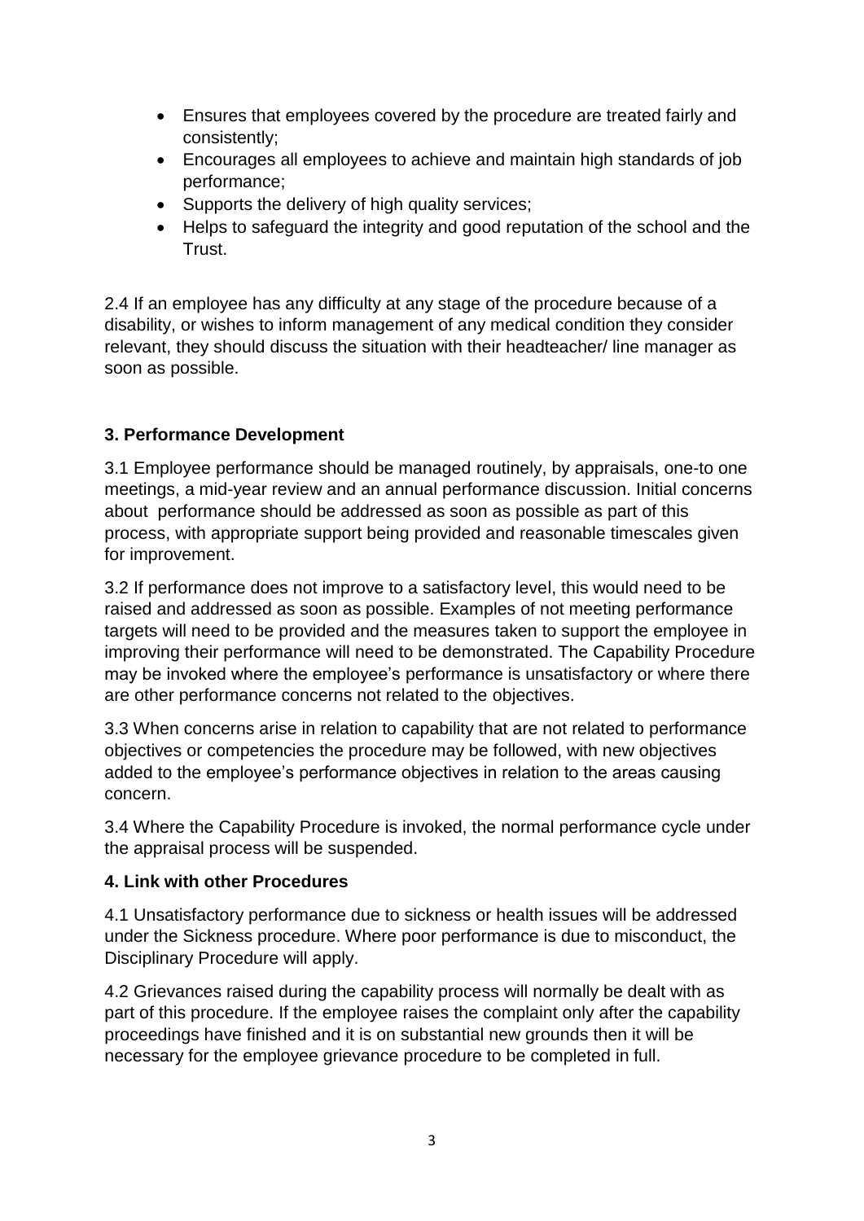- Ensures that employees covered by the procedure are treated fairly and consistently;
- Encourages all employees to achieve and maintain high standards of job performance;
- Supports the delivery of high quality services;
- Helps to safeguard the integrity and good reputation of the school and the Trust.

2.4 If an employee has any difficulty at any stage of the procedure because of a disability, or wishes to inform management of any medical condition they consider relevant, they should discuss the situation with their headteacher/ line manager as soon as possible.

## 3. Performance Development

3.1 Employee performance should be managed routinely, by appraisals, one-to one meetings, a mid-year review and an annual performance discussion. Initial concerns about performance should be addressed as soon as possible as part of this process, with appropriate support being provided and reasonable timescales given for improvement.

3.2 If performance does not improve to a satisfactory level, this would need to be raised and addressed as soon as possible. Examples of not meeting performance targets will need to be provided and the measures taken to support the employee in improving their performance will need to be demonstrated. The Capability Procedure may be invoked where the employee's performance is unsatisfactory or where there are other performance concerns not related to the objectives.

3.3 When concerns arise in relation to capability that are not related to performance objectives or competencies the procedure may be followed, with new objectives added to the employee's performance objectives in relation to the areas causing concern.

3.4 Where the Capability Procedure is invoked, the normal performance cycle under the appraisal process will be suspended.

## 4. Link with other Procedures

4.1 Unsatisfactory performance due to sickness or health issues will be addressed under the Sickness procedure. Where poor performance is due to misconduct, the Disciplinary Procedure will apply.

4.2 Grievances raised during the capability process will normally be dealt with as part of this procedure. If the employee raises the complaint only after the capability proceedings have finished and it is on substantial new grounds then it will be necessary for the employee grievance procedure to be completed in full.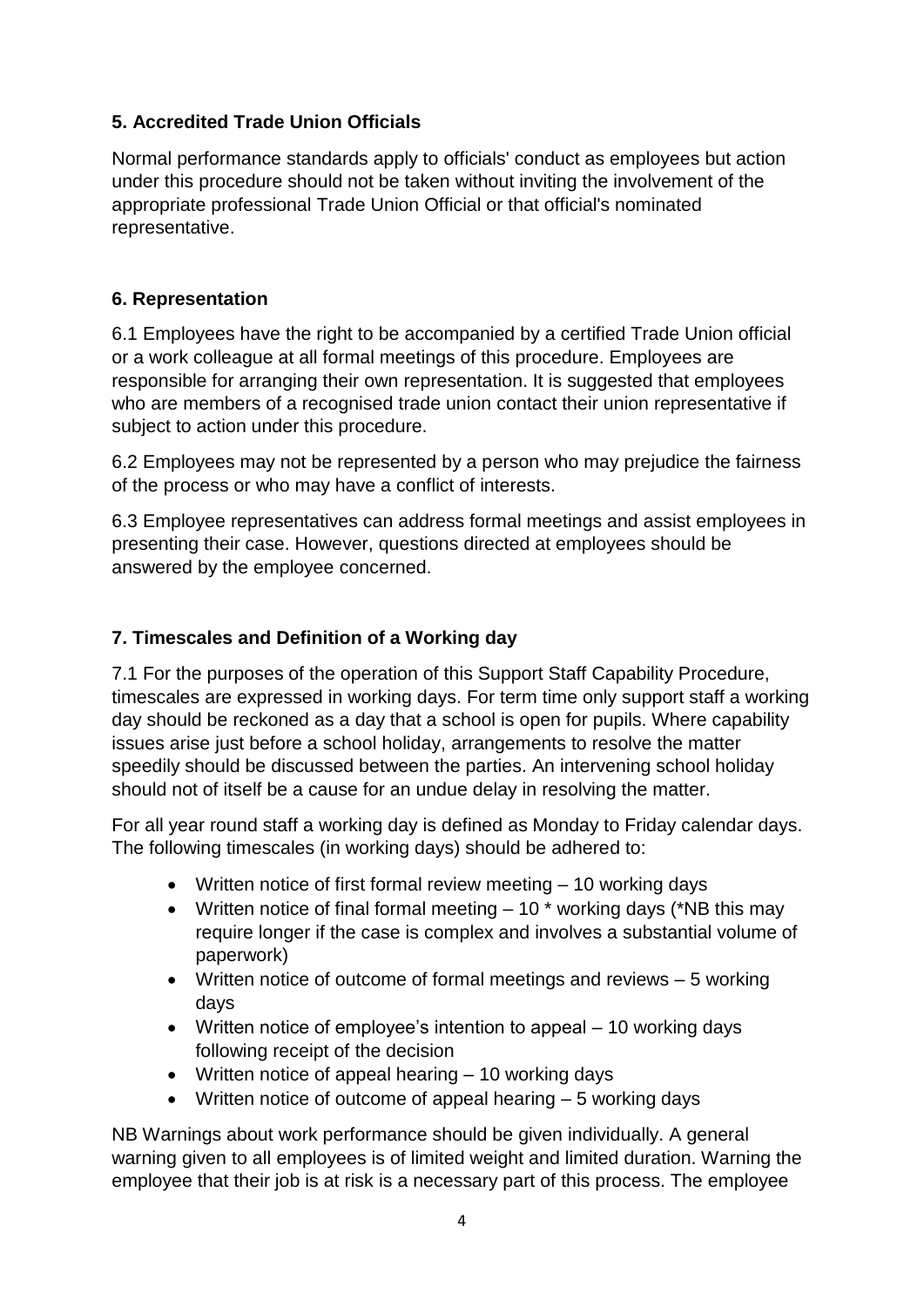## 5. Accredited Trade Union Officials

Normal performance standards apply to officials' conduct as employees but action under this procedure should not be taken without inviting the involvement of the appropriate professional Trade Union Official or that official's nominated representative.

## 6. Representation

6.1 Employees have the right to be accompanied by a certified Trade Union official or a work colleague at all formal meetings of this procedure. Employees are responsible for arranging their own representation. It is suggested that employees who are members of a recognised trade union contact their union representative if subject to action under this procedure.

6.2 Employees may not be represented by a person who may prejudice the fairness of the process or who may have a conflict of interests.

6.3 Employee representatives can address formal meetings and assist employees in presenting their case. However, questions directed at employees should be answered by the employee concerned.

## 7. Timescales and Definition of a Working day

7.1 For the purposes of the operation of this Support Staff Capability Procedure, timescales are expressed in working days. For term time only support staff a working day should be reckoned as a day that a school is open for pupils. Where capability issues arise just before a school holiday, arrangements to resolve the matter speedily should be discussed between the parties. An intervening school holiday should not of itself be a cause for an undue delay in resolving the matter.

For all year round staff a working day is defined as Monday to Friday calendar days. The following timescales (in working days) should be adhered to:

- Written notice of first formal review meeting – 10 working days
- Written notice of final formal meeting – 10 * working days (*NB this may require longer if the case is complex and involves a substantial volume of paperwork)
- Written notice of outcome of formal meetings and reviews – 5 working days
- Written notice of employee's intention to appeal – 10 working days following receipt of the decision
- Written notice of appeal hearing – 10 working days
- Written notice of outcome of appeal hearing – 5 working days

NB Warnings about work performance should be given individually. A general warning given to all employees is of limited weight and limited duration. Warning the employee that their job is at risk is a necessary part of this process. The employee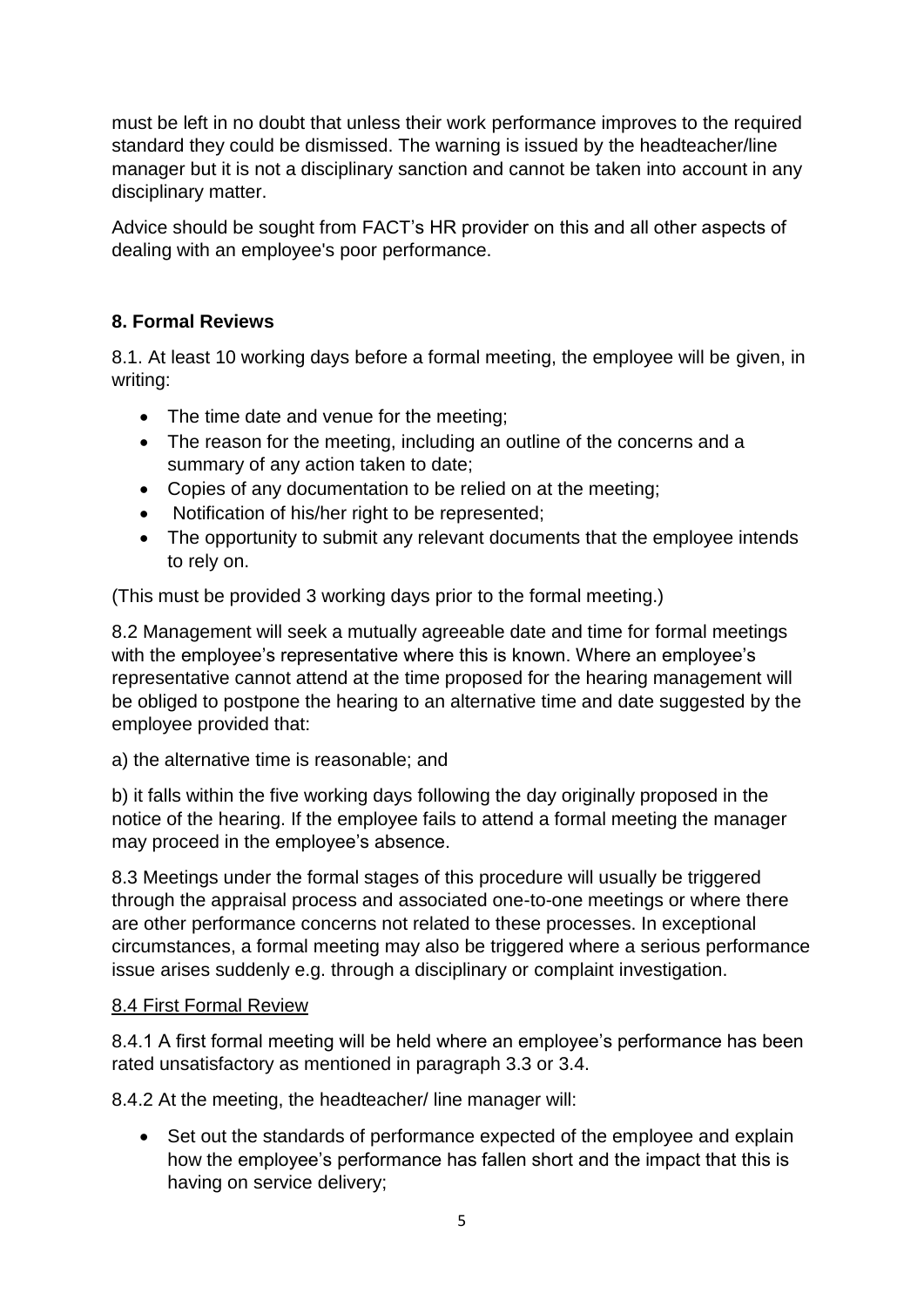must be left in no doubt that unless their work performance improves to the required standard they could be dismissed. The warning is issued by the headteacher/line manager but it is not a disciplinary sanction and cannot be taken into account in any disciplinary matter.

Advice should be sought from FACT's HR provider on this and all other aspects of dealing with an employee's poor performance.

## 8. Formal Reviews

8.1. At least 10 working days before a formal meeting, the employee will be given, in writing:

- The time date and venue for the meeting;
- The reason for the meeting, including an outline of the concerns and a summary of any action taken to date;
- Copies of any documentation to be relied on at the meeting;
- Notification of his/her right to be represented;
- The opportunity to submit any relevant documents that the employee intends to rely on.

(This must be provided 3 working days prior to the formal meeting.)

8.2 Management will seek a mutually agreeable date and time for formal meetings with the employee's representative where this is known. Where an employee's representative cannot attend at the time proposed for the hearing management will be obliged to postpone the hearing to an alternative time and date suggested by the employee provided that:

a) the alternative time is reasonable; and

b) it falls within the five working days following the day originally proposed in the notice of the hearing. If the employee fails to attend a formal meeting the manager may proceed in the employee's absence.

8.3 Meetings under the formal stages of this procedure will usually be triggered through the appraisal process and associated one-to-one meetings or where there are other performance concerns not related to these processes. In exceptional circumstances, a formal meeting may also be triggered where a serious performance issue arises suddenly e.g. through a disciplinary or complaint investigation.

### 8.4 First Formal Review

8.4.1 A first formal meeting will be held where an employee's performance has been rated unsatisfactory as mentioned in paragraph 3.3 or 3.4.

8.4.2 At the meeting, the headteacher/ line manager will:

- Set out the standards of performance expected of the employee and explain how the employee's performance has fallen short and the impact that this is having on service delivery;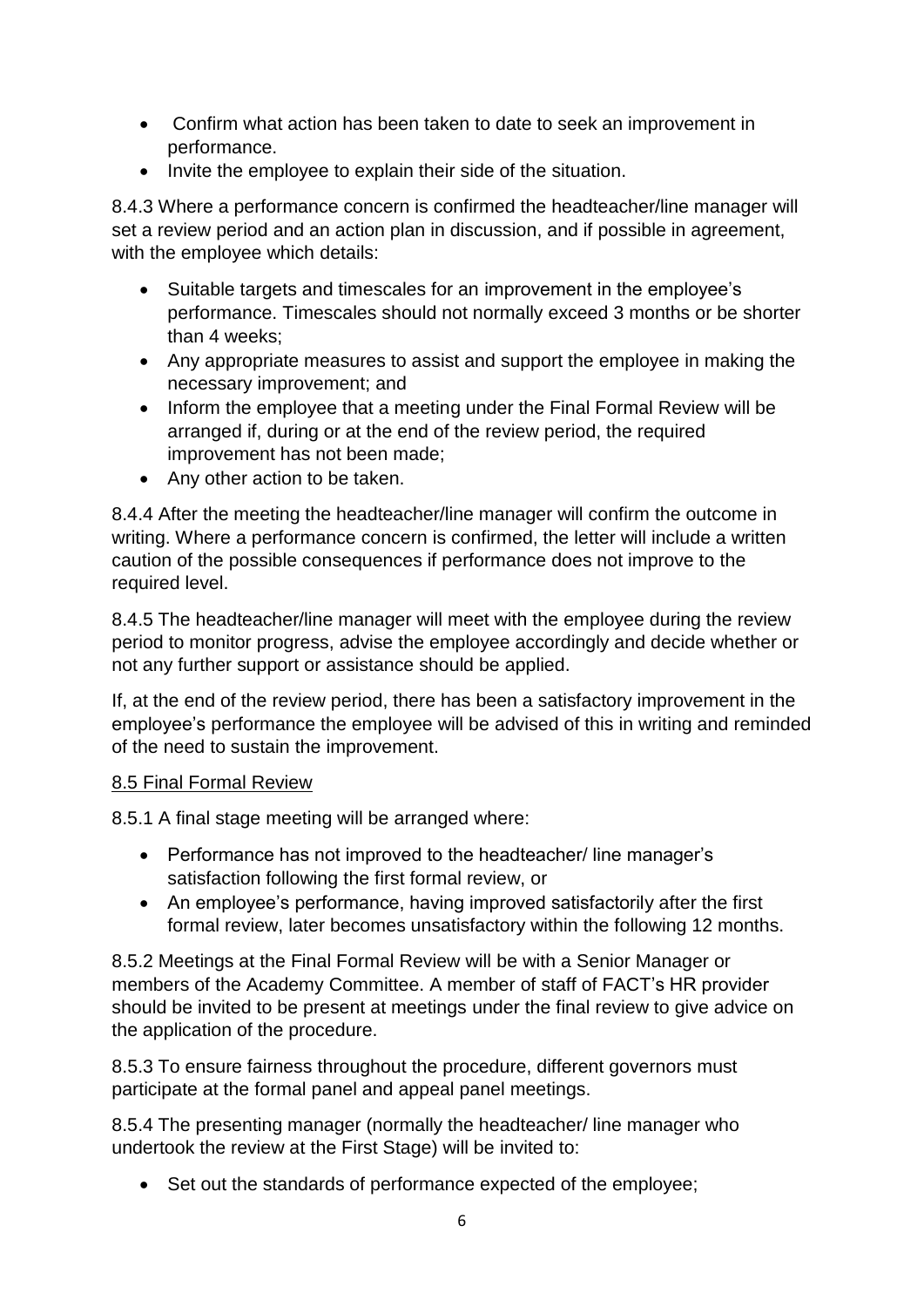- Confirm what action has been taken to date to seek an improvement in performance.
- Invite the employee to explain their side of the situation.

8.4.3 Where a performance concern is confirmed the headteacher/line manager will set a review period and an action plan in discussion, and if possible in agreement, with the employee which details:

- Suitable targets and timescales for an improvement in the employee's performance. Timescales should not normally exceed 3 months or be shorter than 4 weeks;
- Any appropriate measures to assist and support the employee in making the necessary improvement; and
- Inform the employee that a meeting under the Final Formal Review will be arranged if, during or at the end of the review period, the required improvement has not been made;
- Any other action to be taken.

8.4.4 After the meeting the headteacher/line manager will confirm the outcome in writing. Where a performance concern is confirmed, the letter will include a written caution of the possible consequences if performance does not improve to the required level.

8.4.5 The headteacher/line manager will meet with the employee during the review period to monitor progress, advise the employee accordingly and decide whether or not any further support or assistance should be applied.

If, at the end of the review period, there has been a satisfactory improvement in the employee's performance the employee will be advised of this in writing and reminded of the need to sustain the improvement.

### 8.5 Final Formal Review

8.5.1 A final stage meeting will be arranged where:

- Performance has not improved to the headteacher/ line manager's satisfaction following the first formal review, or
- An employee's performance, having improved satisfactorily after the first formal review, later becomes unsatisfactory within the following 12 months.

8.5.2 Meetings at the Final Formal Review will be with a Senior Manager or members of the Academy Committee. A member of staff of FACT's HR provider should be invited to be present at meetings under the final review to give advice on the application of the procedure.

8.5.3 To ensure fairness throughout the procedure, different governors must participate at the formal panel and appeal panel meetings.

8.5.4 The presenting manager (normally the headteacher/ line manager who undertook the review at the First Stage) will be invited to:

- Set out the standards of performance expected of the employee;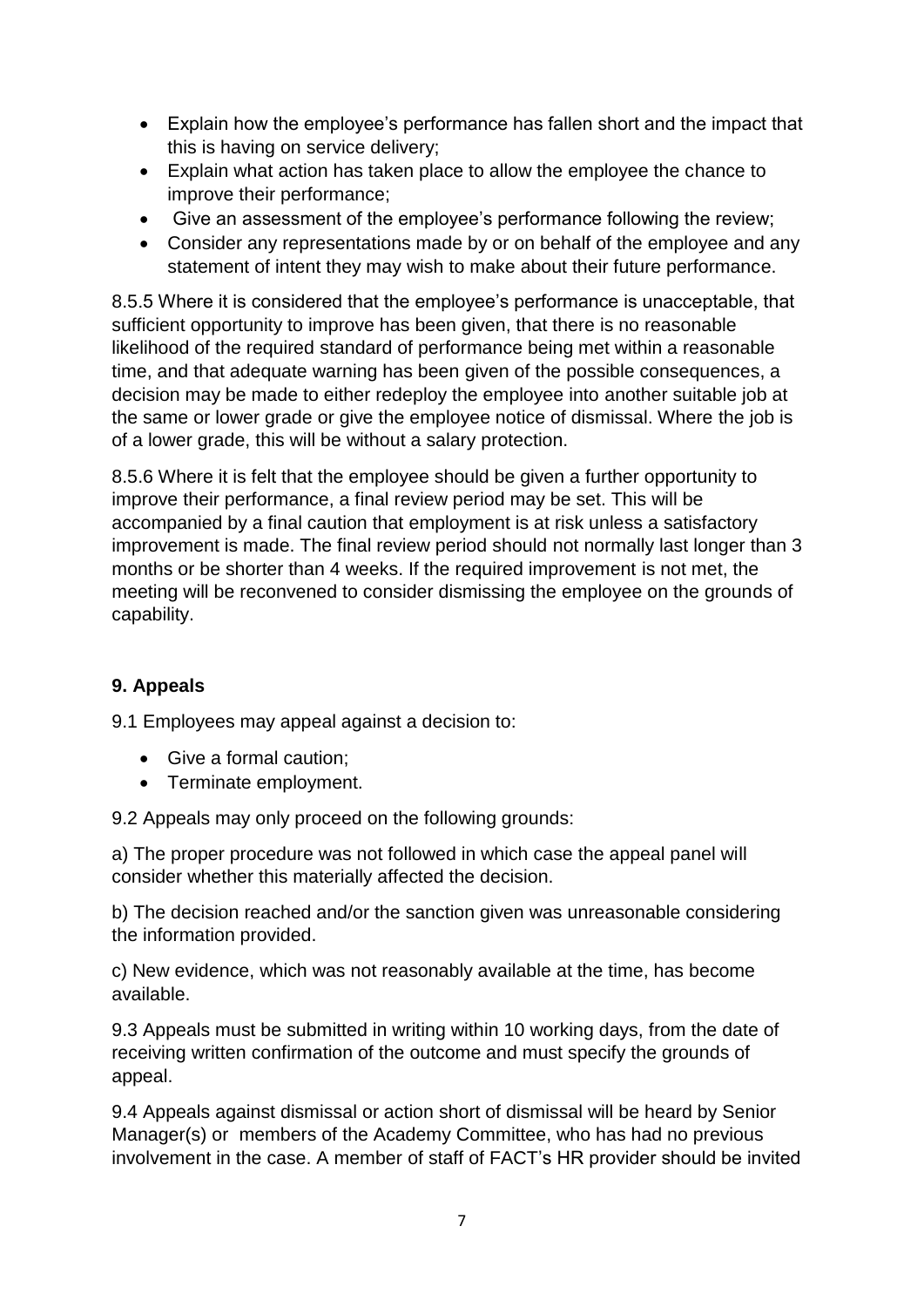- Explain how the employee's performance has fallen short and the impact that this is having on service delivery;
- Explain what action has taken place to allow the employee the chance to improve their performance;
- Give an assessment of the employee's performance following the review;
- Consider any representations made by or on behalf of the employee and any statement of intent they may wish to make about their future performance.

8.5.5 Where it is considered that the employee's performance is unacceptable, that sufficient opportunity to improve has been given, that there is no reasonable likelihood of the required standard of performance being met within a reasonable time, and that adequate warning has been given of the possible consequences, a decision may be made to either redeploy the employee into another suitable job at the same or lower grade or give the employee notice of dismissal. Where the job is of a lower grade, this will be without a salary protection.

8.5.6 Where it is felt that the employee should be given a further opportunity to improve their performance, a final review period may be set. This will be accompanied by a final caution that employment is at risk unless a satisfactory improvement is made. The final review period should not normally last longer than 3 months or be shorter than 4 weeks. If the required improvement is not met, the meeting will be reconvened to consider dismissing the employee on the grounds of capability.

## 9. Appeals

9.1 Employees may appeal against a decision to:

- Give a formal caution;
- Terminate employment.

9.2 Appeals may only proceed on the following grounds:

a) The proper procedure was not followed in which case the appeal panel will consider whether this materially affected the decision.

b) The decision reached and/or the sanction given was unreasonable considering the information provided.

c) New evidence, which was not reasonably available at the time, has become available.

9.3 Appeals must be submitted in writing within 10 working days, from the date of receiving written confirmation of the outcome and must specify the grounds of appeal.

9.4 Appeals against dismissal or action short of dismissal will be heard by Senior Manager(s) or members of the Academy Committee, who has had no previous involvement in the case. A member of staff of FACT's HR provider should be invited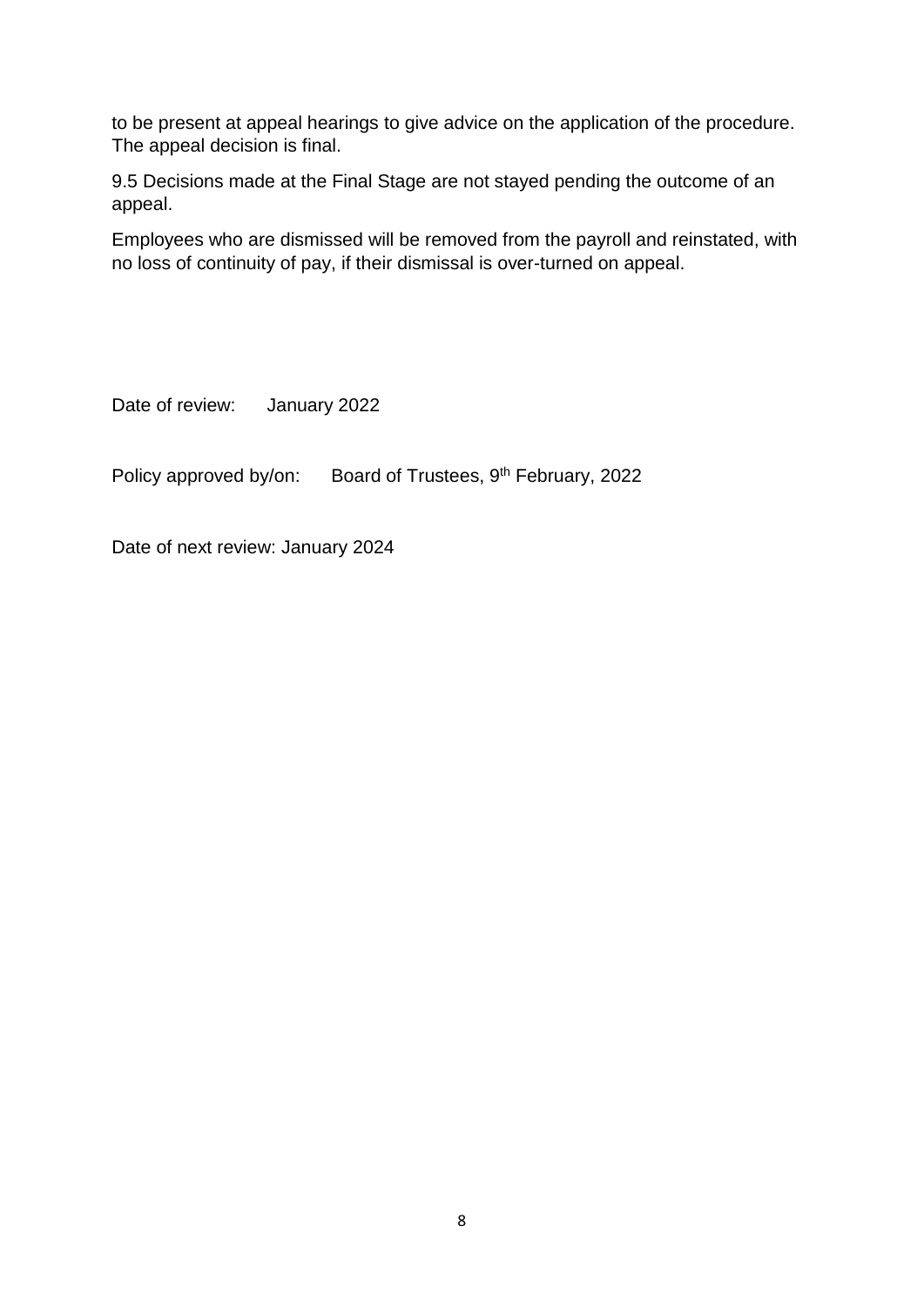to be present at appeal hearings to give advice on the application of the procedure. The appeal decision is final.

9.5 Decisions made at the Final Stage are not stayed pending the outcome of an appeal.

Employees who are dismissed will be removed from the payroll and reinstated, with no loss of continuity of pay, if their dismissal is over-turned on appeal.

Date of review: January 2022

Policy approved by/on: Board of Trustees, 9th February, 2022

Date of next review: January 2024